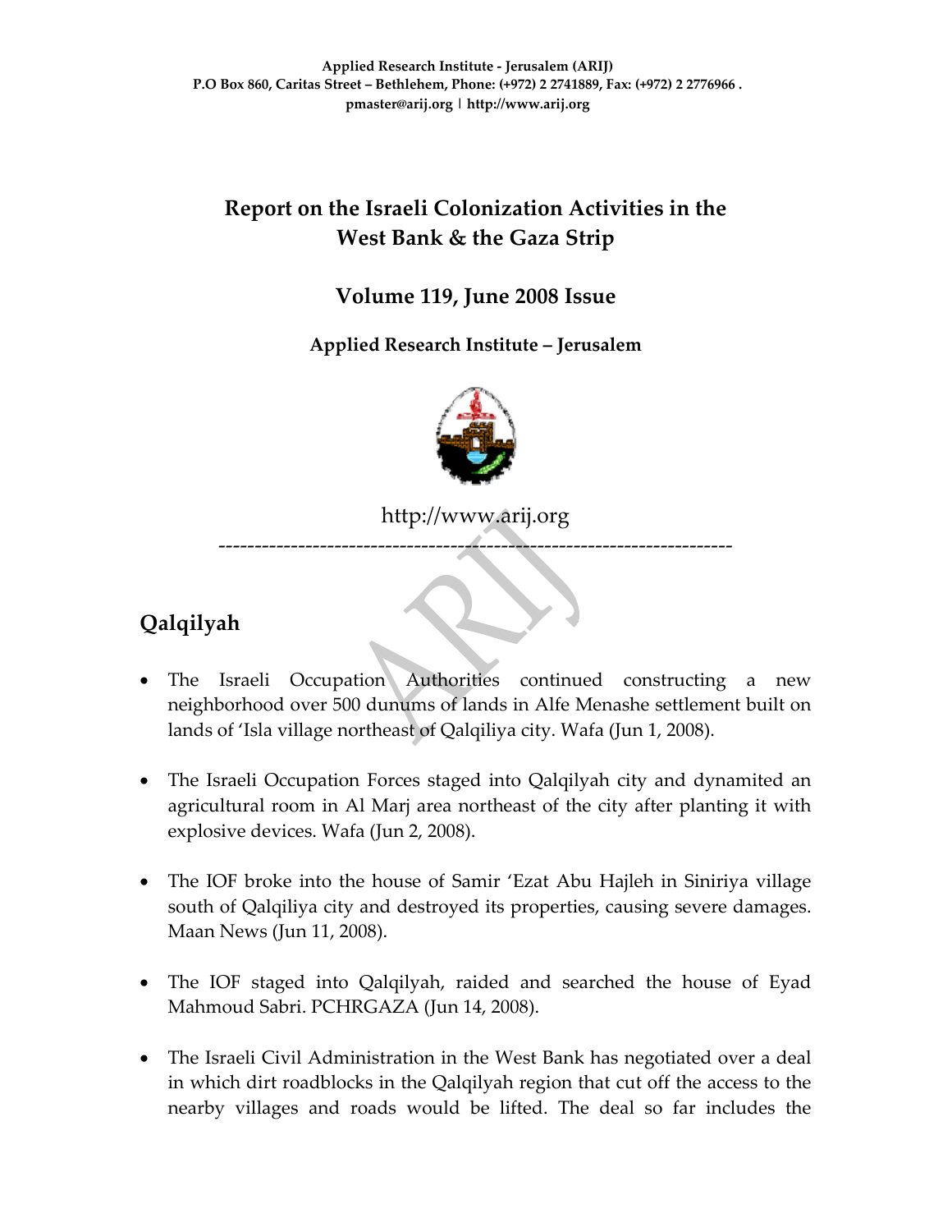**Applied Research Institute - Jerusalem (ARIJ)**
**P.O Box 860, Caritas Street – Bethlehem, Phone: (+972) 2 2741889, Fax: (+972) 2 2776966 .**
**pmaster@arij.org | http://www.arij.org**

# Report on the Israeli Colonization Activities in the West Bank & the Gaza Strip

## Volume 119, June 2008 Issue

**Applied Research Institute – Jerusalem**

http://www.arij.org

---

## Qalqilyah

- The Israeli Occupation Authorities continued constructing a new neighborhood over 500 dunums of lands in Alfe Menashe settlement built on lands of 'Isla village northeast of Qalqiliya city. Wafa (Jun 1, 2008).

- The Israeli Occupation Forces staged into Qalqilyah city and dynamited an agricultural room in Al Marj area northeast of the city after planting it with explosive devices. Wafa (Jun 2, 2008).

- The IOF broke into the house of Samir 'Ezat Abu Hajleh in Siniriya village south of Qalqiliya city and destroyed its properties, causing severe damages. Maan News (Jun 11, 2008).

- The IOF staged into Qalqilyah, raided and searched the house of Eyad Mahmoud Sabri. PCHRGAZA (Jun 14, 2008).

- The Israeli Civil Administration in the West Bank has negotiated over a deal in which dirt roadblocks in the Qalqilyah region that cut off the access to the nearby villages and roads would be lifted. The deal so far includes the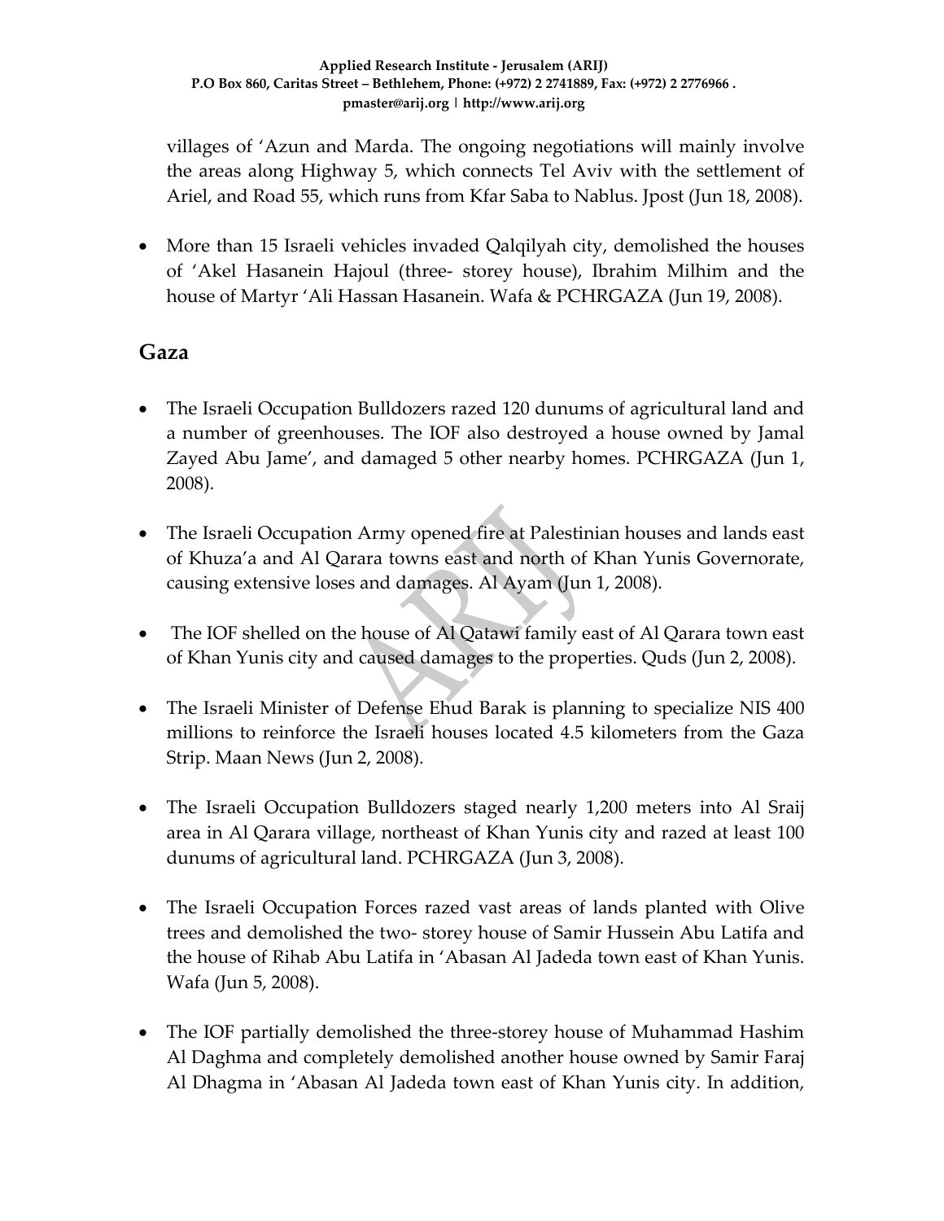villages of 'Azun and Marda. The ongoing negotiations will mainly involve the areas along Highway 5, which connects Tel Aviv with the settlement of Ariel, and Road 55, which runs from Kfar Saba to Nablus. Jpost (Jun 18, 2008).

- More than 15 Israeli vehicles invaded Qalqilyah city, demolished the houses of 'Akel Hasanein Hajoul (three- storey house), Ibrahim Milhim and the house of Martyr 'Ali Hassan Hasanein. Wafa & PCHRGAZA (Jun 19, 2008).

## Gaza

- The Israeli Occupation Bulldozers razed 120 dunums of agricultural land and a number of greenhouses. The IOF also destroyed a house owned by Jamal Zayed Abu Jame', and damaged 5 other nearby homes. PCHRGAZA (Jun 1, 2008).

- The Israeli Occupation Army opened fire at Palestinian houses and lands east of Khuza'a and Al Qarara towns east and north of Khan Yunis Governorate, causing extensive loses and damages. Al Ayam (Jun 1, 2008).

- The IOF shelled on the house of Al Qatawi family east of Al Qarara town east of Khan Yunis city and caused damages to the properties. Quds (Jun 2, 2008).

- The Israeli Minister of Defense Ehud Barak is planning to specialize NIS 400 millions to reinforce the Israeli houses located 4.5 kilometers from the Gaza Strip. Maan News (Jun 2, 2008).

- The Israeli Occupation Bulldozers staged nearly 1,200 meters into Al Sraij area in Al Qarara village, northeast of Khan Yunis city and razed at least 100 dunums of agricultural land. PCHRGAZA (Jun 3, 2008).

- The Israeli Occupation Forces razed vast areas of lands planted with Olive trees and demolished the two- storey house of Samir Hussein Abu Latifa and the house of Rihab Abu Latifa in 'Abasan Al Jadeda town east of Khan Yunis. Wafa (Jun 5, 2008).

- The IOF partially demolished the three-storey house of Muhammad Hashim Al Daghma and completely demolished another house owned by Samir Faraj Al Dhagma in 'Abasan Al Jadeda town east of Khan Yunis city. In addition,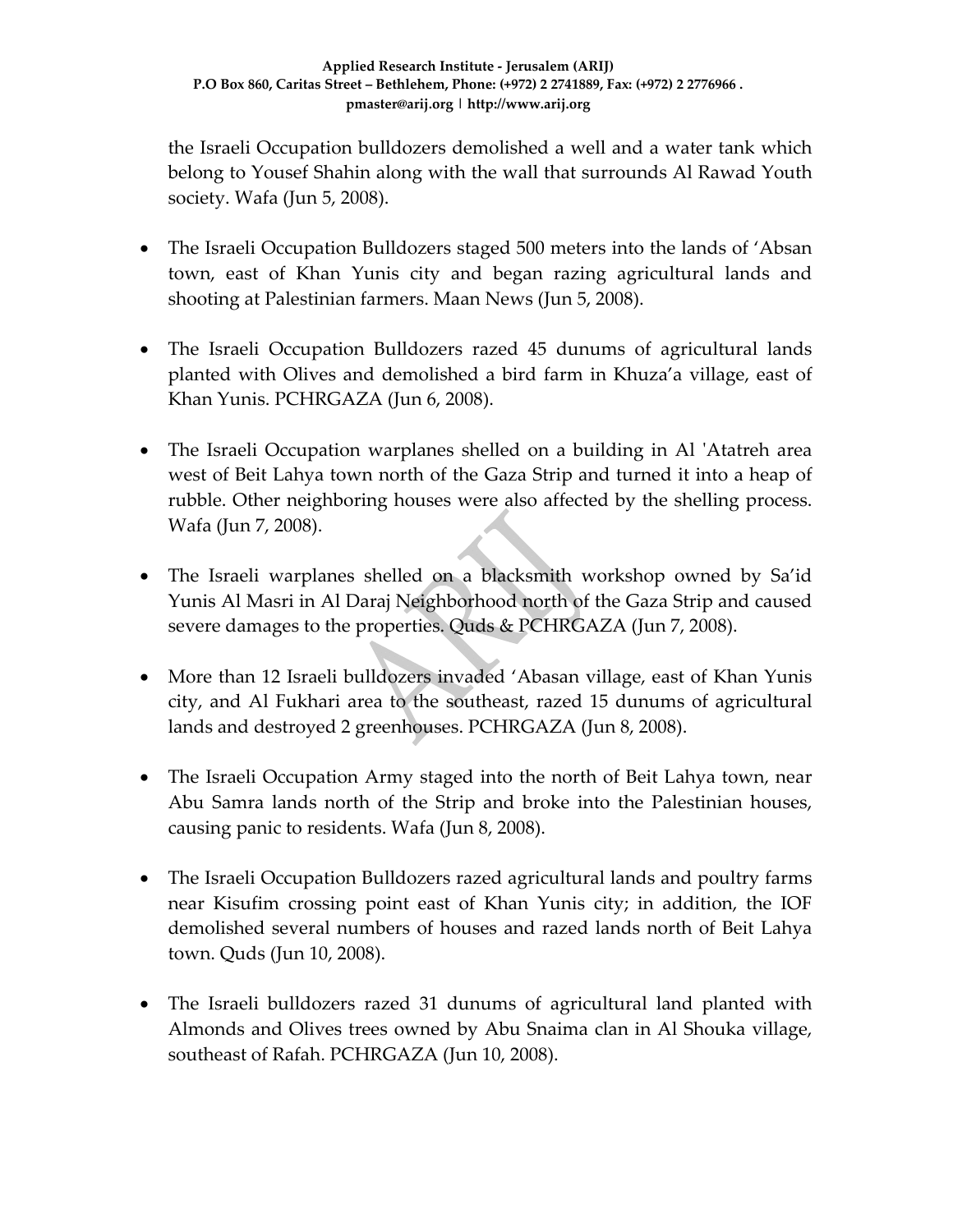the Israeli Occupation bulldozers demolished a well and a water tank which belong to Yousef Shahin along with the wall that surrounds Al Rawad Youth society. Wafa (Jun 5, 2008).

- The Israeli Occupation Bulldozers staged 500 meters into the lands of 'Absan town, east of Khan Yunis city and began razing agricultural lands and shooting at Palestinian farmers. Maan News (Jun 5, 2008).

- The Israeli Occupation Bulldozers razed 45 dunums of agricultural lands planted with Olives and demolished a bird farm in Khuza'a village, east of Khan Yunis. PCHRGAZA (Jun 6, 2008).

- The Israeli Occupation warplanes shelled on a building in Al 'Atatreh area west of Beit Lahya town north of the Gaza Strip and turned it into a heap of rubble. Other neighboring houses were also affected by the shelling process. Wafa (Jun 7, 2008).

- The Israeli warplanes shelled on a blacksmith workshop owned by Sa'id Yunis Al Masri in Al Daraj Neighborhood north of the Gaza Strip and caused severe damages to the properties. Quds & PCHRGAZA (Jun 7, 2008).

- More than 12 Israeli bulldozers invaded 'Abasan village, east of Khan Yunis city, and Al Fukhari area to the southeast, razed 15 dunums of agricultural lands and destroyed 2 greenhouses. PCHRGAZA (Jun 8, 2008).

- The Israeli Occupation Army staged into the north of Beit Lahya town, near Abu Samra lands north of the Strip and broke into the Palestinian houses, causing panic to residents. Wafa (Jun 8, 2008).

- The Israeli Occupation Bulldozers razed agricultural lands and poultry farms near Kisufim crossing point east of Khan Yunis city; in addition, the IOF demolished several numbers of houses and razed lands north of Beit Lahya town. Quds (Jun 10, 2008).

- The Israeli bulldozers razed 31 dunums of agricultural land planted with Almonds and Olives trees owned by Abu Snaima clan in Al Shouka village, southeast of Rafah. PCHRGAZA (Jun 10, 2008).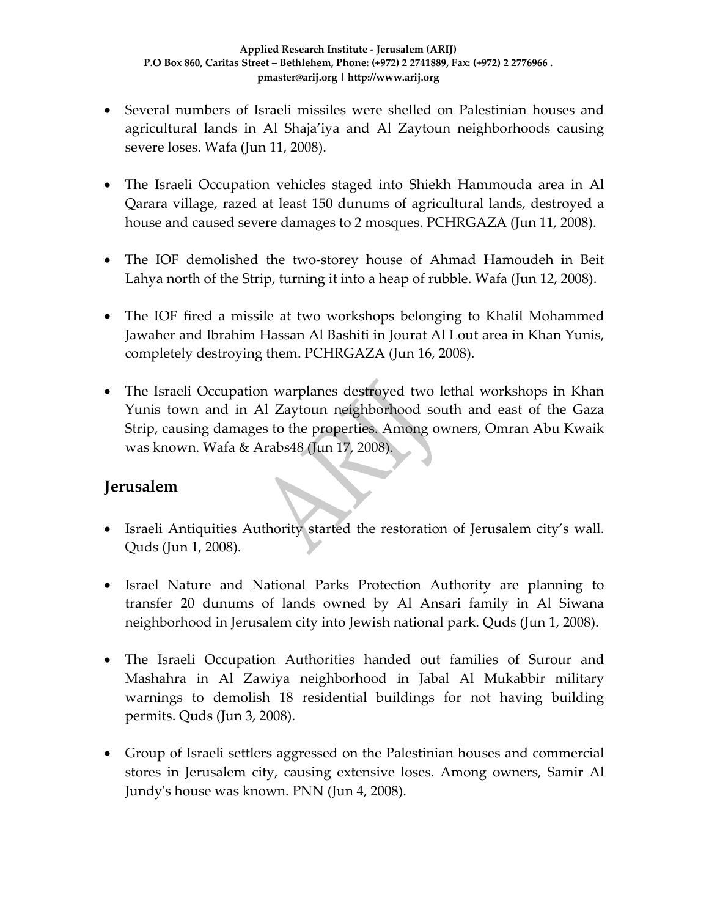- Several numbers of Israeli missiles were shelled on Palestinian houses and agricultural lands in Al Shaja'iya and Al Zaytoun neighborhoods causing severe loses. Wafa (Jun 11, 2008).

- The Israeli Occupation vehicles staged into Shiekh Hammouda area in Al Qarara village, razed at least 150 dunums of agricultural lands, destroyed a house and caused severe damages to 2 mosques. PCHRGAZA (Jun 11, 2008).

- The IOF demolished the two-storey house of Ahmad Hamoudeh in Beit Lahya north of the Strip, turning it into a heap of rubble. Wafa (Jun 12, 2008).

- The IOF fired a missile at two workshops belonging to Khalil Mohammed Jawaher and Ibrahim Hassan Al Bashiti in Jourat Al Lout area in Khan Yunis, completely destroying them. PCHRGAZA (Jun 16, 2008).

- The Israeli Occupation warplanes destroyed two lethal workshops in Khan Yunis town and in Al Zaytoun neighborhood south and east of the Gaza Strip, causing damages to the properties. Among owners, Omran Abu Kwaik was known. Wafa & Arabs48 (Jun 17, 2008).

## Jerusalem

- Israeli Antiquities Authority started the restoration of Jerusalem city's wall. Quds (Jun 1, 2008).

- Israel Nature and National Parks Protection Authority are planning to transfer 20 dunums of lands owned by Al Ansari family in Al Siwana neighborhood in Jerusalem city into Jewish national park. Quds (Jun 1, 2008).

- The Israeli Occupation Authorities handed out families of Surour and Mashahra in Al Zawiya neighborhood in Jabal Al Mukabbir military warnings to demolish 18 residential buildings for not having building permits. Quds (Jun 3, 2008).

- Group of Israeli settlers aggressed on the Palestinian houses and commercial stores in Jerusalem city, causing extensive loses. Among owners, Samir Al Jundy's house was known. PNN (Jun 4, 2008).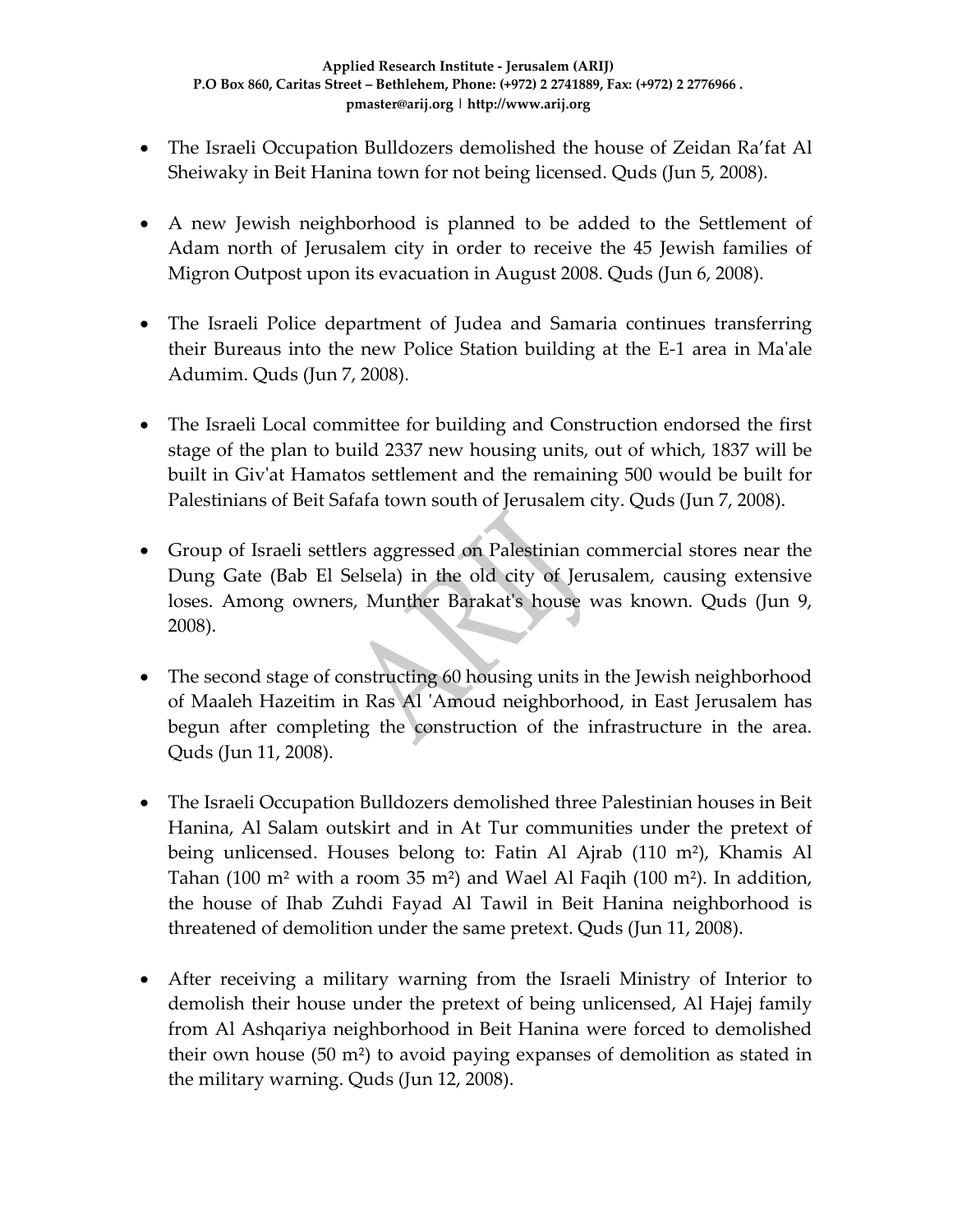- The Israeli Occupation Bulldozers demolished the house of Zeidan Ra'fat Al Sheiwaky in Beit Hanina town for not being licensed. Quds (Jun 5, 2008).

- A new Jewish neighborhood is planned to be added to the Settlement of Adam north of Jerusalem city in order to receive the 45 Jewish families of Migron Outpost upon its evacuation in August 2008. Quds (Jun 6, 2008).

- The Israeli Police department of Judea and Samaria continues transferring their Bureaus into the new Police Station building at the E-1 area in Ma'ale Adumim. Quds (Jun 7, 2008).

- The Israeli Local committee for building and Construction endorsed the first stage of the plan to build 2337 new housing units, out of which, 1837 will be built in Giv'at Hamatos settlement and the remaining 500 would be built for Palestinians of Beit Safafa town south of Jerusalem city. Quds (Jun 7, 2008).

- Group of Israeli settlers aggressed on Palestinian commercial stores near the Dung Gate (Bab El Selsela) in the old city of Jerusalem, causing extensive loses. Among owners, Munther Barakat's house was known. Quds (Jun 9, 2008).

- The second stage of constructing 60 housing units in the Jewish neighborhood of Maaleh Hazeitim in Ras Al 'Amoud neighborhood, in East Jerusalem has begun after completing the construction of the infrastructure in the area. Quds (Jun 11, 2008).

- The Israeli Occupation Bulldozers demolished three Palestinian houses in Beit Hanina, Al Salam outskirt and in At Tur communities under the pretext of being unlicensed. Houses belong to: Fatin Al Ajrab (110 m²), Khamis Al Tahan (100 m² with a room 35 m²) and Wael Al Faqih (100 m²). In addition, the house of Ihab Zuhdi Fayad Al Tawil in Beit Hanina neighborhood is threatened of demolition under the same pretext. Quds (Jun 11, 2008).

- After receiving a military warning from the Israeli Ministry of Interior to demolish their house under the pretext of being unlicensed, Al Hajej family from Al Ashqariya neighborhood in Beit Hanina were forced to demolished their own house (50 m²) to avoid paying expanses of demolition as stated in the military warning. Quds (Jun 12, 2008).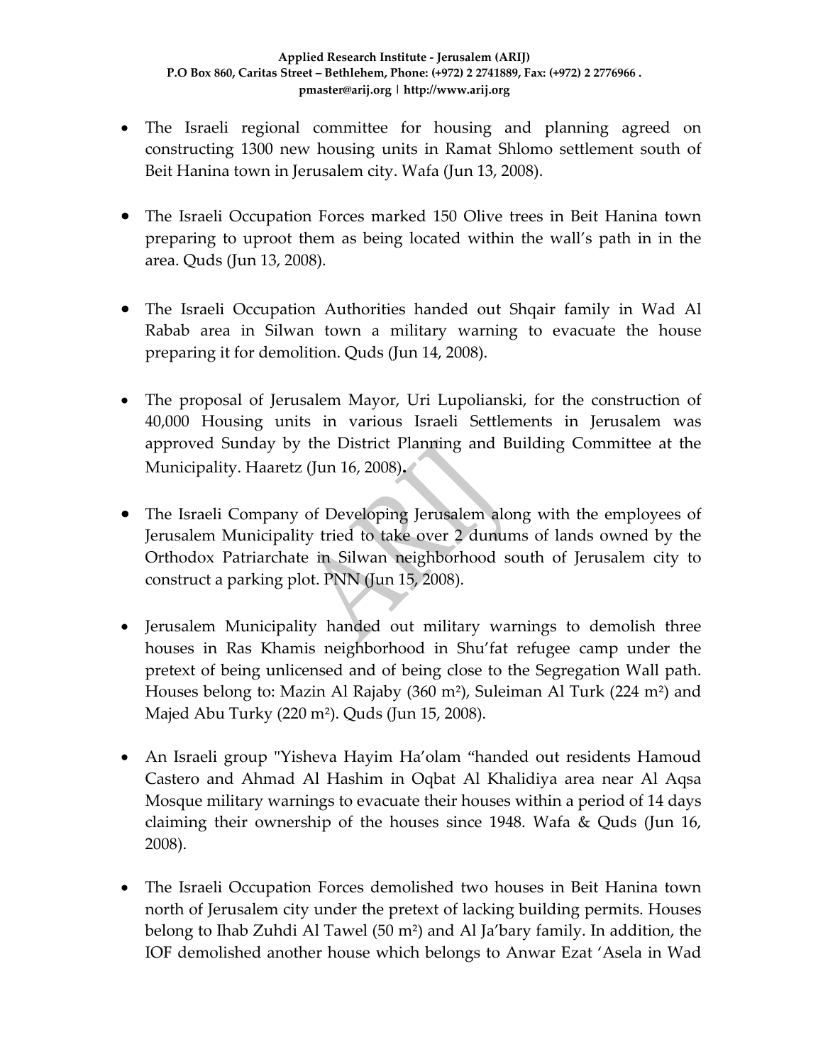- The Israeli regional committee for housing and planning agreed on constructing 1300 new housing units in Ramat Shlomo settlement south of Beit Hanina town in Jerusalem city. Wafa (Jun 13, 2008).

- The Israeli Occupation Forces marked 150 Olive trees in Beit Hanina town preparing to uproot them as being located within the wall's path in in the area. Quds (Jun 13, 2008).

- The Israeli Occupation Authorities handed out Shqair family in Wad Al Rabab area in Silwan town a military warning to evacuate the house preparing it for demolition. Quds (Jun 14, 2008).

- The proposal of Jerusalem Mayor, Uri Lupolianski, for the construction of 40,000 Housing units in various Israeli Settlements in Jerusalem was approved Sunday by the District Planning and Building Committee at the Municipality. Haaretz (Jun 16, 2008).

- The Israeli Company of Developing Jerusalem along with the employees of Jerusalem Municipality tried to take over 2 dunums of lands owned by the Orthodox Patriarchate in Silwan neighborhood south of Jerusalem city to construct a parking plot. PNN (Jun 15, 2008).

- Jerusalem Municipality handed out military warnings to demolish three houses in Ras Khamis neighborhood in Shu'fat refugee camp under the pretext of being unlicensed and of being close to the Segregation Wall path. Houses belong to: Mazin Al Rajaby (360 m²), Suleiman Al Turk (224 m²) and Majed Abu Turky (220 m²). Quds (Jun 15, 2008).

- An Israeli group "Yisheva Hayim Ha'olam "handed out residents Hamoud Castero and Ahmad Al Hashim in Oqbat Al Khalidiya area near Al Aqsa Mosque military warnings to evacuate their houses within a period of 14 days claiming their ownership of the houses since 1948. Wafa & Quds (Jun 16, 2008).

- The Israeli Occupation Forces demolished two houses in Beit Hanina town north of Jerusalem city under the pretext of lacking building permits. Houses belong to Ihab Zuhdi Al Tawel (50 m²) and Al Ja'bary family. In addition, the IOF demolished another house which belongs to Anwar Ezat 'Asela in Wad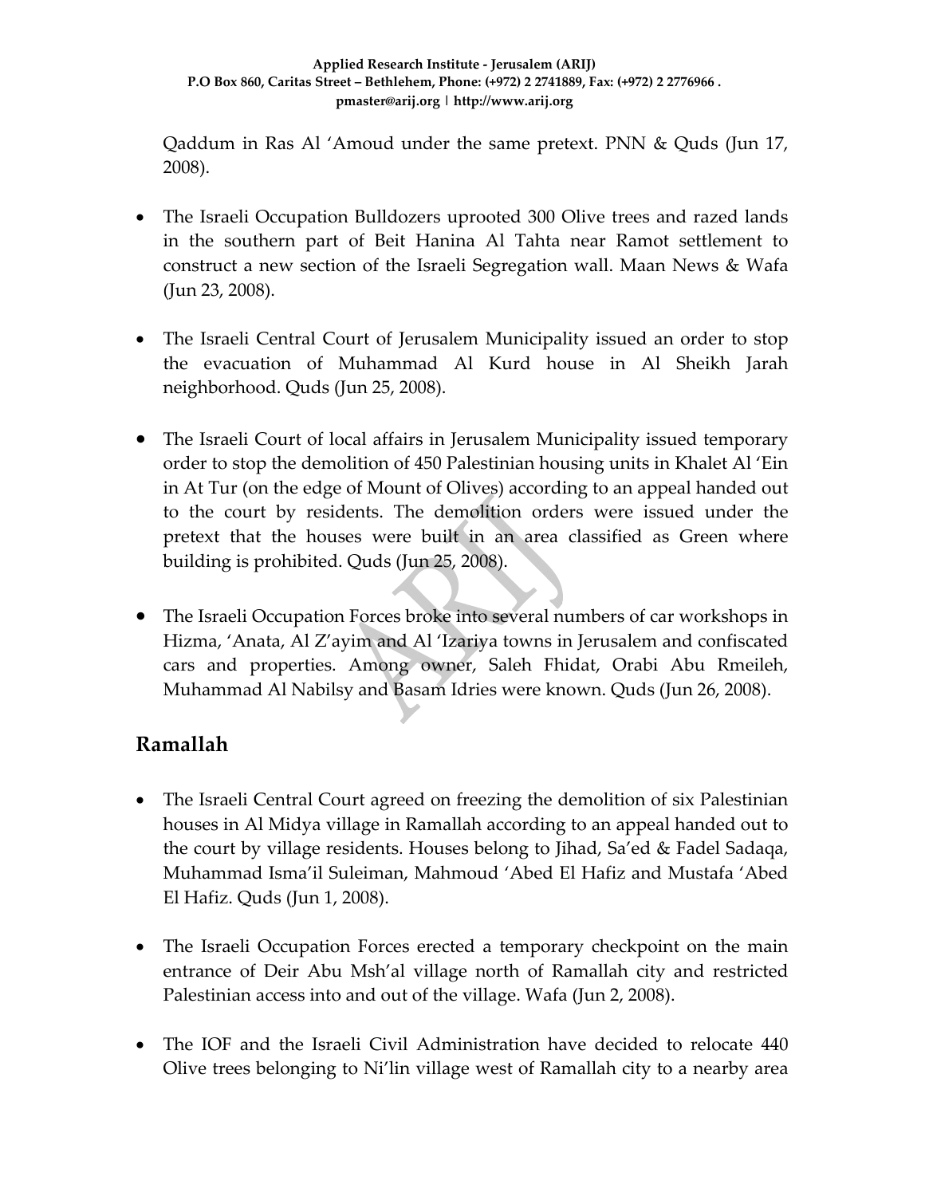Qaddum in Ras Al 'Amoud under the same pretext. PNN & Quds (Jun 17, 2008).

- The Israeli Occupation Bulldozers uprooted 300 Olive trees and razed lands in the southern part of Beit Hanina Al Tahta near Ramot settlement to construct a new section of the Israeli Segregation wall. Maan News & Wafa (Jun 23, 2008).

- The Israeli Central Court of Jerusalem Municipality issued an order to stop the evacuation of Muhammad Al Kurd house in Al Sheikh Jarah neighborhood. Quds (Jun 25, 2008).

- The Israeli Court of local affairs in Jerusalem Municipality issued temporary order to stop the demolition of 450 Palestinian housing units in Khalet Al 'Ein in At Tur (on the edge of Mount of Olives) according to an appeal handed out to the court by residents. The demolition orders were issued under the pretext that the houses were built in an area classified as Green where building is prohibited. Quds (Jun 25, 2008).

- The Israeli Occupation Forces broke into several numbers of car workshops in Hizma, 'Anata, Al Z'ayim and Al 'Izariya towns in Jerusalem and confiscated cars and properties. Among owner, Saleh Fhidat, Orabi Abu Rmeileh, Muhammad Al Nabilsy and Basam Idries were known. Quds (Jun 26, 2008).

## Ramallah

- The Israeli Central Court agreed on freezing the demolition of six Palestinian houses in Al Midya village in Ramallah according to an appeal handed out to the court by village residents. Houses belong to Jihad, Sa'ed & Fadel Sadaqa, Muhammad Isma'il Suleiman, Mahmoud 'Abed El Hafiz and Mustafa 'Abed El Hafiz. Quds (Jun 1, 2008).

- The Israeli Occupation Forces erected a temporary checkpoint on the main entrance of Deir Abu Msh'al village north of Ramallah city and restricted Palestinian access into and out of the village. Wafa (Jun 2, 2008).

- The IOF and the Israeli Civil Administration have decided to relocate 440 Olive trees belonging to Ni'lin village west of Ramallah city to a nearby area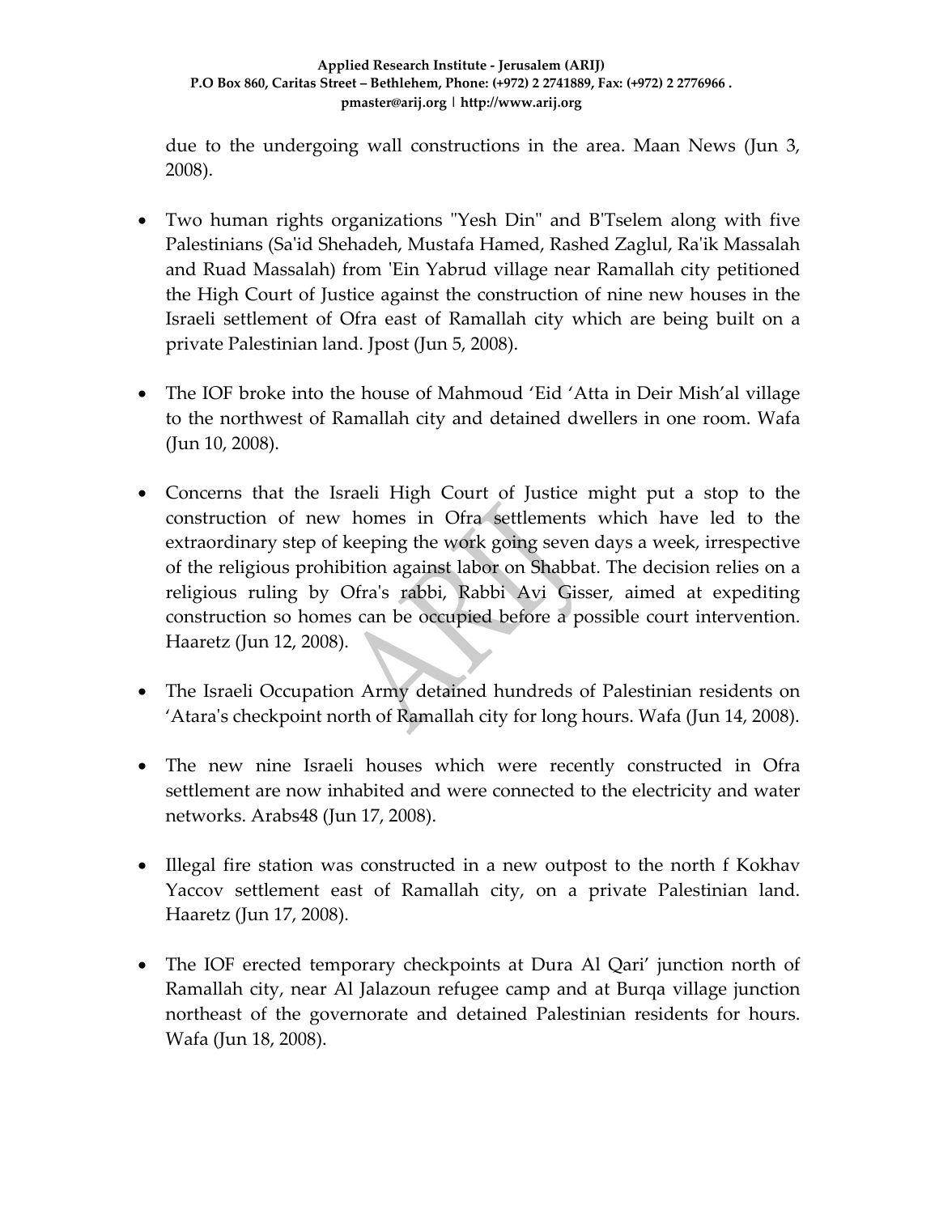due to the undergoing wall constructions in the area. Maan News (Jun 3, 2008).

- Two human rights organizations "Yesh Din" and B'Tselem along with five Palestinians (Sa'id Shehadeh, Mustafa Hamed, Rashed Zaglul, Ra'ik Massalah and Ruad Massalah) from 'Ein Yabrud village near Ramallah city petitioned the High Court of Justice against the construction of nine new houses in the Israeli settlement of Ofra east of Ramallah city which are being built on a private Palestinian land. Jpost (Jun 5, 2008).

- The IOF broke into the house of Mahmoud 'Eid 'Atta in Deir Mish'al village to the northwest of Ramallah city and detained dwellers in one room. Wafa (Jun 10, 2008).

- Concerns that the Israeli High Court of Justice might put a stop to the construction of new homes in Ofra settlements which have led to the extraordinary step of keeping the work going seven days a week, irrespective of the religious prohibition against labor on Shabbat. The decision relies on a religious ruling by Ofra's rabbi, Rabbi Avi Gisser, aimed at expediting construction so homes can be occupied before a possible court intervention. Haaretz (Jun 12, 2008).

- The Israeli Occupation Army detained hundreds of Palestinian residents on 'Atara's checkpoint north of Ramallah city for long hours. Wafa (Jun 14, 2008).

- The new nine Israeli houses which were recently constructed in Ofra settlement are now inhabited and were connected to the electricity and water networks. Arabs48 (Jun 17, 2008).

- Illegal fire station was constructed in a new outpost to the north f Kokhav Yaccov settlement east of Ramallah city, on a private Palestinian land. Haaretz (Jun 17, 2008).

- The IOF erected temporary checkpoints at Dura Al Qari' junction north of Ramallah city, near Al Jalazoun refugee camp and at Burqa village junction northeast of the governorate and detained Palestinian residents for hours. Wafa (Jun 18, 2008).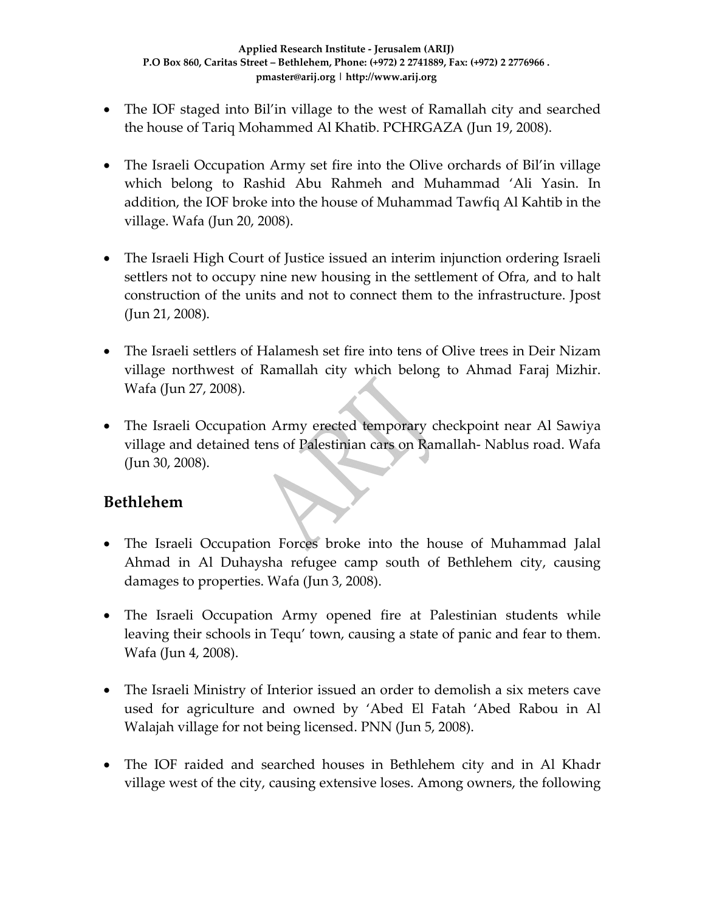- The IOF staged into Bil'in village to the west of Ramallah city and searched the house of Tariq Mohammed Al Khatib. PCHRGAZA (Jun 19, 2008).

- The Israeli Occupation Army set fire into the Olive orchards of Bil'in village which belong to Rashid Abu Rahmeh and Muhammad 'Ali Yasin. In addition, the IOF broke into the house of Muhammad Tawfiq Al Kahtib in the village. Wafa (Jun 20, 2008).

- The Israeli High Court of Justice issued an interim injunction ordering Israeli settlers not to occupy nine new housing in the settlement of Ofra, and to halt construction of the units and not to connect them to the infrastructure. Jpost (Jun 21, 2008).

- The Israeli settlers of Halamesh set fire into tens of Olive trees in Deir Nizam village northwest of Ramallah city which belong to Ahmad Faraj Mizhir. Wafa (Jun 27, 2008).

- The Israeli Occupation Army erected temporary checkpoint near Al Sawiya village and detained tens of Palestinian cars on Ramallah- Nablus road. Wafa (Jun 30, 2008).

## Bethlehem

- The Israeli Occupation Forces broke into the house of Muhammad Jalal Ahmad in Al Duhaysha refugee camp south of Bethlehem city, causing damages to properties. Wafa (Jun 3, 2008).

- The Israeli Occupation Army opened fire at Palestinian students while leaving their schools in Tequ' town, causing a state of panic and fear to them. Wafa (Jun 4, 2008).

- The Israeli Ministry of Interior issued an order to demolish a six meters cave used for agriculture and owned by 'Abed El Fatah 'Abed Rabou in Al Walajah village for not being licensed. PNN (Jun 5, 2008).

- The IOF raided and searched houses in Bethlehem city and in Al Khadr village west of the city, causing extensive loses. Among owners, the following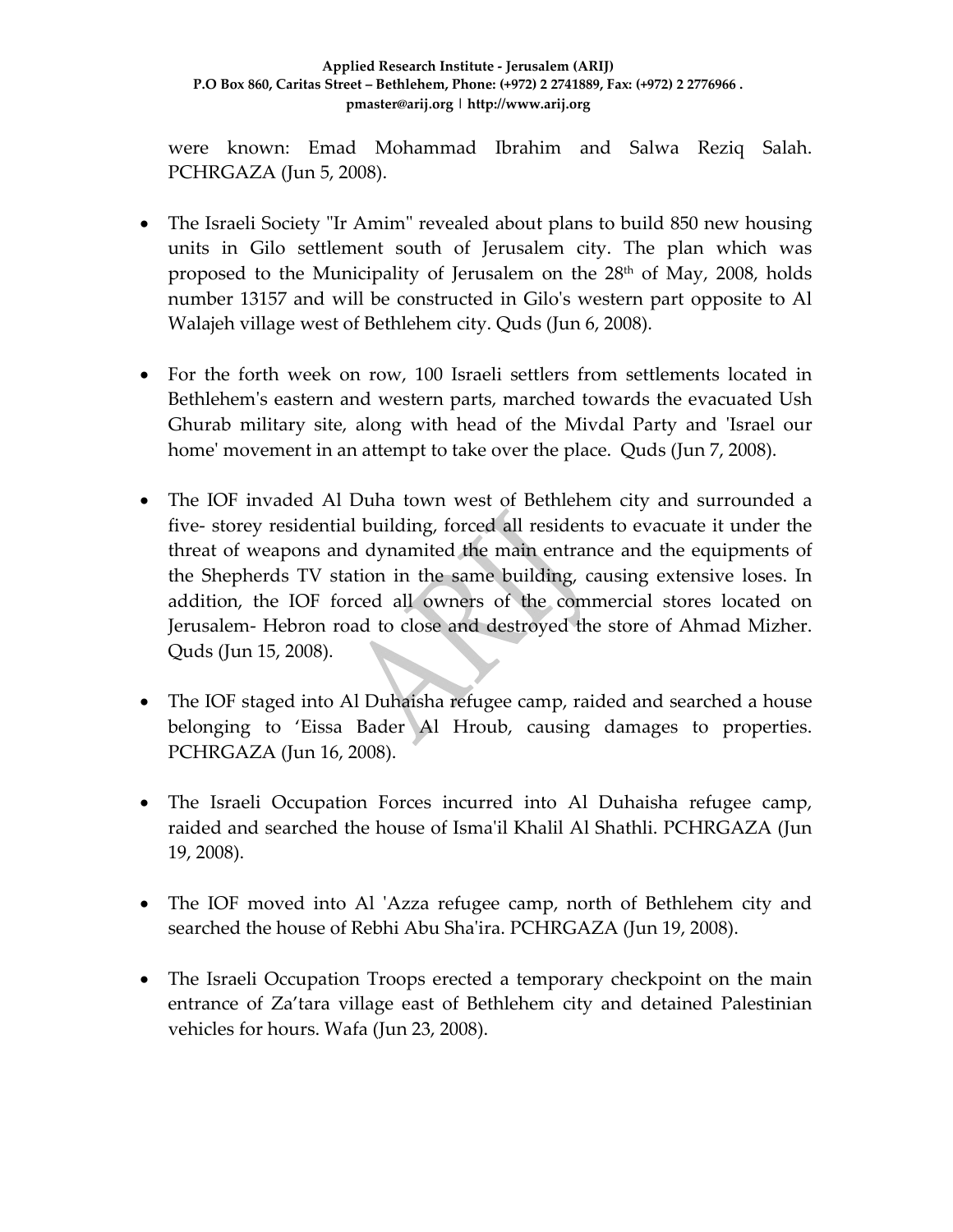were known: Emad Mohammad Ibrahim and Salwa Reziq Salah. PCHRGAZA (Jun 5, 2008).

- The Israeli Society "Ir Amim" revealed about plans to build 850 new housing units in Gilo settlement south of Jerusalem city. The plan which was proposed to the Municipality of Jerusalem on the 28th of May, 2008, holds number 13157 and will be constructed in Gilo's western part opposite to Al Walajeh village west of Bethlehem city. Quds (Jun 6, 2008).

- For the forth week on row, 100 Israeli settlers from settlements located in Bethlehem's eastern and western parts, marched towards the evacuated Ush Ghurab military site, along with head of the Mivdal Party and 'Israel our home' movement in an attempt to take over the place. Quds (Jun 7, 2008).

- The IOF invaded Al Duha town west of Bethlehem city and surrounded a five- storey residential building, forced all residents to evacuate it under the threat of weapons and dynamited the main entrance and the equipments of the Shepherds TV station in the same building, causing extensive loses. In addition, the IOF forced all owners of the commercial stores located on Jerusalem- Hebron road to close and destroyed the store of Ahmad Mizher. Quds (Jun 15, 2008).

- The IOF staged into Al Duhaisha refugee camp, raided and searched a house belonging to 'Eissa Bader Al Hroub, causing damages to properties. PCHRGAZA (Jun 16, 2008).

- The Israeli Occupation Forces incurred into Al Duhaisha refugee camp, raided and searched the house of Isma'il Khalil Al Shathli. PCHRGAZA (Jun 19, 2008).

- The IOF moved into Al 'Azza refugee camp, north of Bethlehem city and searched the house of Rebhi Abu Sha'ira. PCHRGAZA (Jun 19, 2008).

- The Israeli Occupation Troops erected a temporary checkpoint on the main entrance of Za'tara village east of Bethlehem city and detained Palestinian vehicles for hours. Wafa (Jun 23, 2008).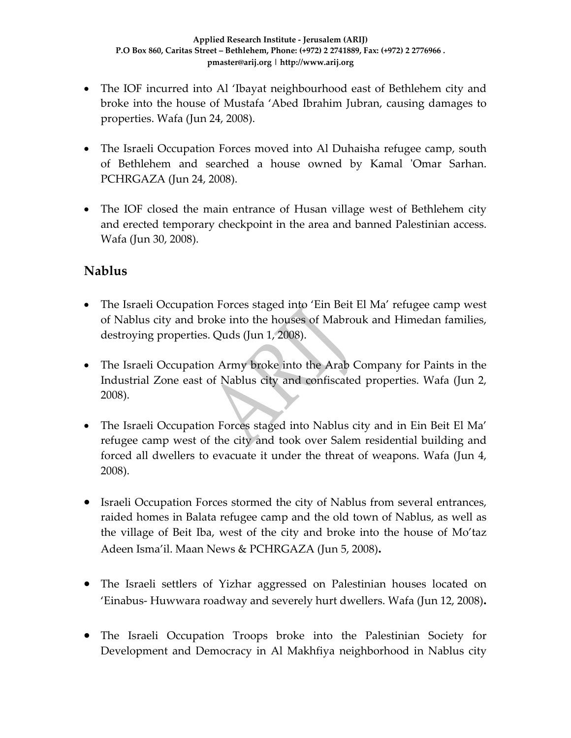- The IOF incurred into Al 'Ibayat neighbourhood east of Bethlehem city and broke into the house of Mustafa 'Abed Ibrahim Jubran, causing damages to properties. Wafa (Jun 24, 2008).

- The Israeli Occupation Forces moved into Al Duhaisha refugee camp, south of Bethlehem and searched a house owned by Kamal 'Omar Sarhan. PCHRGAZA (Jun 24, 2008).

- The IOF closed the main entrance of Husan village west of Bethlehem city and erected temporary checkpoint in the area and banned Palestinian access. Wafa (Jun 30, 2008).

## Nablus

- The Israeli Occupation Forces staged into 'Ein Beit El Ma' refugee camp west of Nablus city and broke into the houses of Mabrouk and Himedan families, destroying properties. Quds (Jun 1, 2008).

- The Israeli Occupation Army broke into the Arab Company for Paints in the Industrial Zone east of Nablus city and confiscated properties. Wafa (Jun 2, 2008).

- The Israeli Occupation Forces staged into Nablus city and in Ein Beit El Ma' refugee camp west of the city and took over Salem residential building and forced all dwellers to evacuate it under the threat of weapons. Wafa (Jun 4, 2008).

- Israeli Occupation Forces stormed the city of Nablus from several entrances, raided homes in Balata refugee camp and the old town of Nablus, as well as the village of Beit Iba, west of the city and broke into the house of Mo'taz Adeen Isma'il. Maan News & PCHRGAZA (Jun 5, 2008)**.**

- The Israeli settlers of Yizhar aggressed on Palestinian houses located on 'Einabus- Huwwara roadway and severely hurt dwellers. Wafa (Jun 12, 2008)**.**

- The Israeli Occupation Troops broke into the Palestinian Society for Development and Democracy in Al Makhfiya neighborhood in Nablus city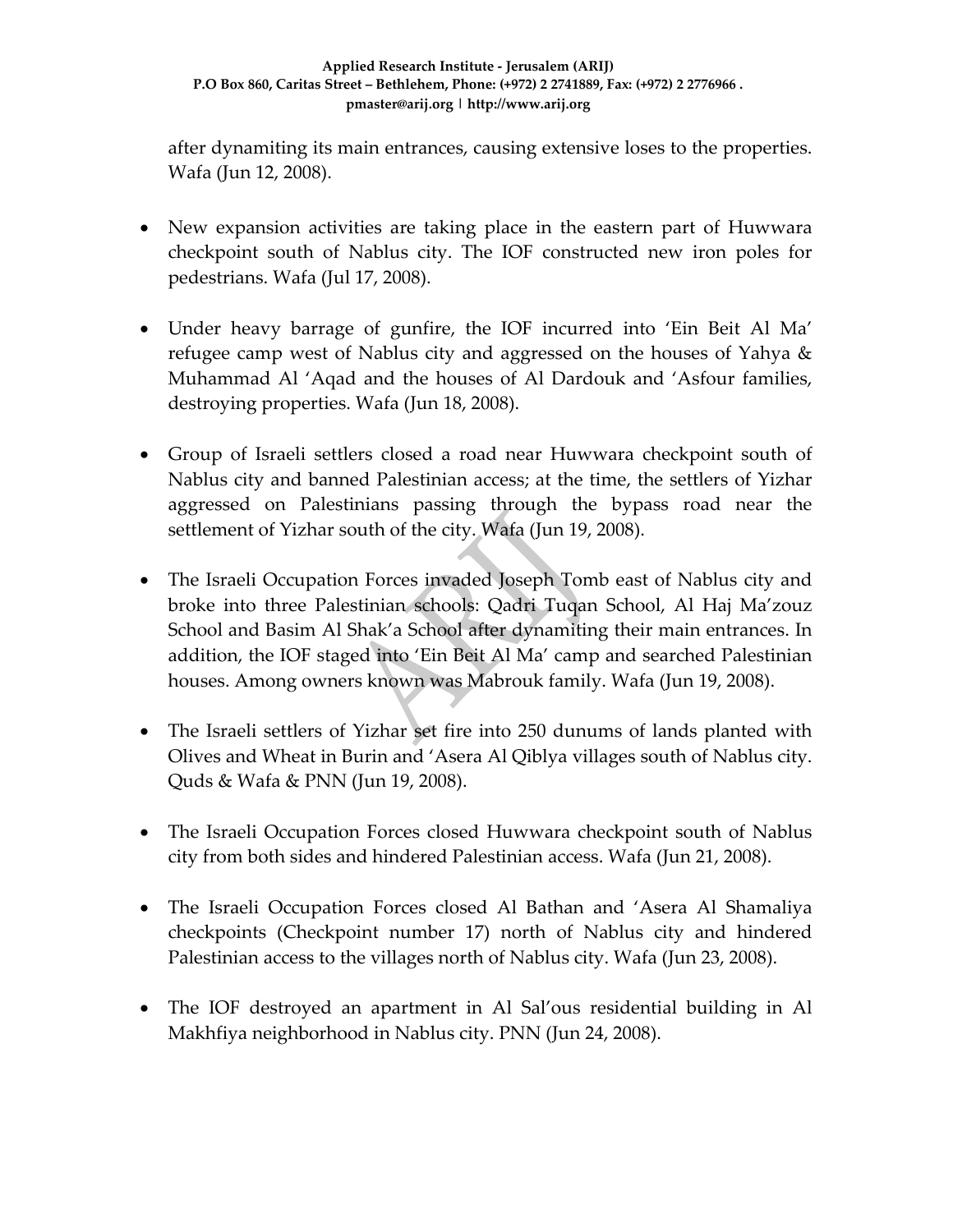after dynamiting its main entrances, causing extensive loses to the properties. Wafa (Jun 12, 2008).

- New expansion activities are taking place in the eastern part of Huwwara checkpoint south of Nablus city. The IOF constructed new iron poles for pedestrians. Wafa (Jul 17, 2008).

- Under heavy barrage of gunfire, the IOF incurred into 'Ein Beit Al Ma' refugee camp west of Nablus city and aggressed on the houses of Yahya & Muhammad Al 'Aqad and the houses of Al Dardouk and 'Asfour families, destroying properties. Wafa (Jun 18, 2008).

- Group of Israeli settlers closed a road near Huwwara checkpoint south of Nablus city and banned Palestinian access; at the time, the settlers of Yizhar aggressed on Palestinians passing through the bypass road near the settlement of Yizhar south of the city. Wafa (Jun 19, 2008).

- The Israeli Occupation Forces invaded Joseph Tomb east of Nablus city and broke into three Palestinian schools: Qadri Tuqan School, Al Haj Ma'zouz School and Basim Al Shak'a School after dynamiting their main entrances. In addition, the IOF staged into 'Ein Beit Al Ma' camp and searched Palestinian houses. Among owners known was Mabrouk family. Wafa (Jun 19, 2008).

- The Israeli settlers of Yizhar set fire into 250 dunums of lands planted with Olives and Wheat in Burin and 'Asera Al Qiblya villages south of Nablus city. Quds & Wafa & PNN (Jun 19, 2008).

- The Israeli Occupation Forces closed Huwwara checkpoint south of Nablus city from both sides and hindered Palestinian access. Wafa (Jun 21, 2008).

- The Israeli Occupation Forces closed Al Bathan and 'Asera Al Shamaliya checkpoints (Checkpoint number 17) north of Nablus city and hindered Palestinian access to the villages north of Nablus city. Wafa (Jun 23, 2008).

- The IOF destroyed an apartment in Al Sal'ous residential building in Al Makhfiya neighborhood in Nablus city. PNN (Jun 24, 2008).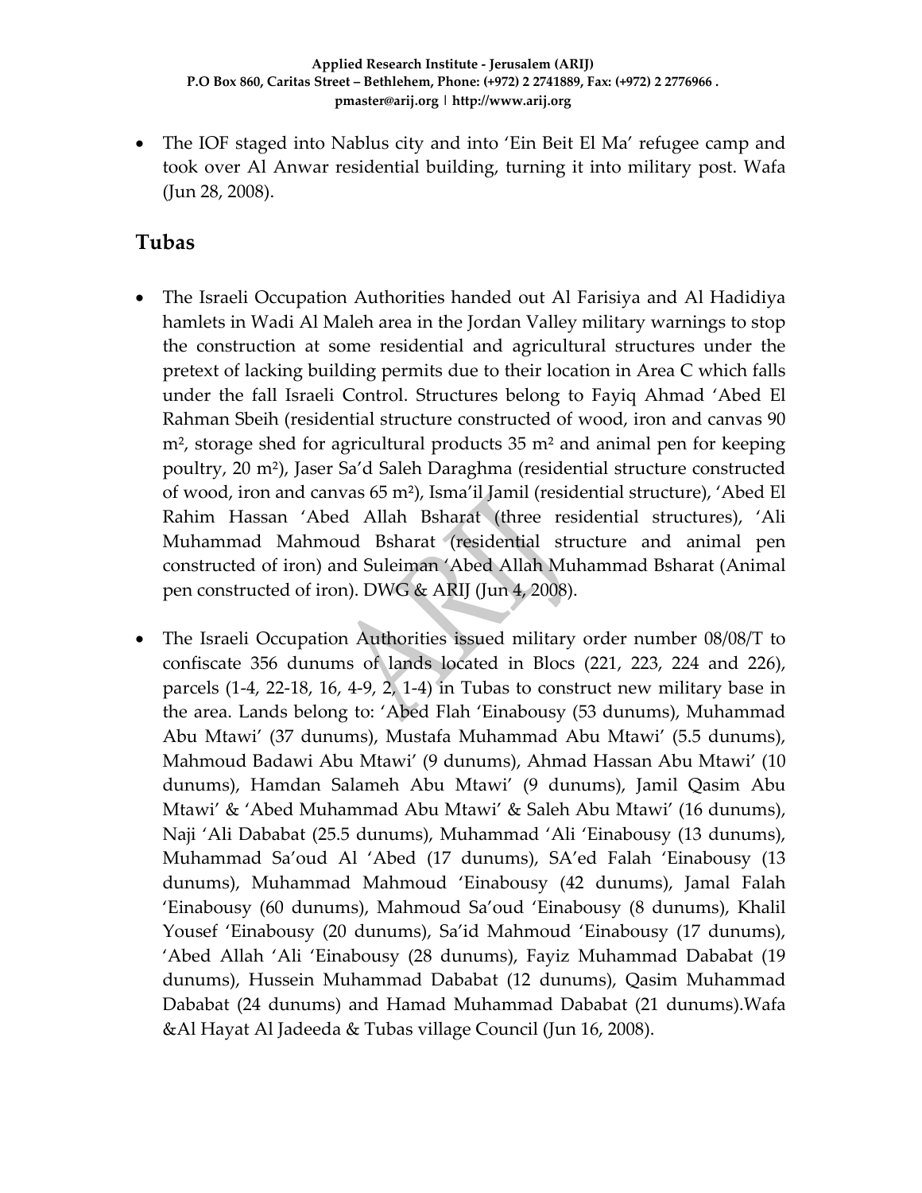- The IOF staged into Nablus city and into 'Ein Beit El Ma' refugee camp and took over Al Anwar residential building, turning it into military post. Wafa (Jun 28, 2008).

## Tubas

- The Israeli Occupation Authorities handed out Al Farisiya and Al Hadidiya hamlets in Wadi Al Maleh area in the Jordan Valley military warnings to stop the construction at some residential and agricultural structures under the pretext of lacking building permits due to their location in Area C which falls under the fall Israeli Control. Structures belong to Fayiq Ahmad 'Abed El Rahman Sbeih (residential structure constructed of wood, iron and canvas 90 m², storage shed for agricultural products 35 m² and animal pen for keeping poultry, 20 m²), Jaser Sa'd Saleh Daraghma (residential structure constructed of wood, iron and canvas 65 m²), Isma'il Jamil (residential structure), 'Abed El Rahim Hassan 'Abed Allah Bsharat (three residential structures), 'Ali Muhammad Mahmoud Bsharat (residential structure and animal pen constructed of iron) and Suleiman 'Abed Allah Muhammad Bsharat (Animal pen constructed of iron). DWG & ARIJ (Jun 4, 2008).

- The Israeli Occupation Authorities issued military order number 08/08/T to confiscate 356 dunums of lands located in Blocs (221, 223, 224 and 226), parcels (1-4, 22-18, 16, 4-9, 2, 1-4) in Tubas to construct new military base in the area. Lands belong to: 'Abed Flah 'Einabousy (53 dunums), Muhammad Abu Mtawi' (37 dunums), Mustafa Muhammad Abu Mtawi' (5.5 dunums), Mahmoud Badawi Abu Mtawi' (9 dunums), Ahmad Hassan Abu Mtawi' (10 dunums), Hamdan Salameh Abu Mtawi' (9 dunums), Jamil Qasim Abu Mtawi' & 'Abed Muhammad Abu Mtawi' & Saleh Abu Mtawi' (16 dunums), Naji 'Ali Dababat (25.5 dunums), Muhammad 'Ali 'Einabousy (13 dunums), Muhammad Sa'oud Al 'Abed (17 dunums), SA'ed Falah 'Einabousy (13 dunums), Muhammad Mahmoud 'Einabousy (42 dunums), Jamal Falah 'Einabousy (60 dunums), Mahmoud Sa'oud 'Einabousy (8 dunums), Khalil Yousef 'Einabousy (20 dunums), Sa'id Mahmoud 'Einabousy (17 dunums), 'Abed Allah 'Ali 'Einabousy (28 dunums), Fayiz Muhammad Dababat (19 dunums), Hussein Muhammad Dababat (12 dunums), Qasim Muhammad Dababat (24 dunums) and Hamad Muhammad Dababat (21 dunums).Wafa &Al Hayat Al Jadeeda & Tubas village Council (Jun 16, 2008).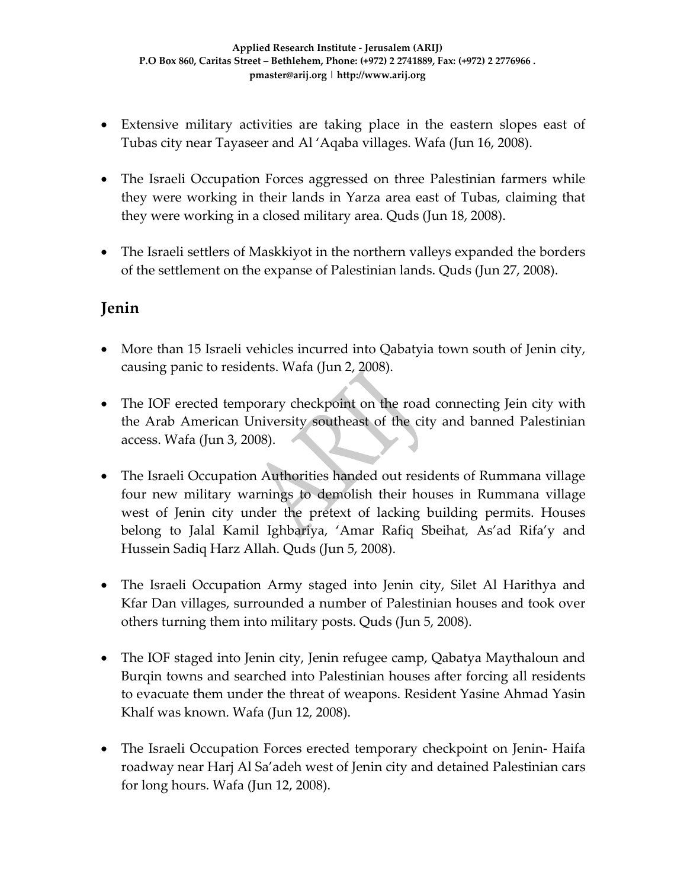- Extensive military activities are taking place in the eastern slopes east of Tubas city near Tayaseer and Al 'Aqaba villages. Wafa (Jun 16, 2008).

- The Israeli Occupation Forces aggressed on three Palestinian farmers while they were working in their lands in Yarza area east of Tubas, claiming that they were working in a closed military area. Quds (Jun 18, 2008).

- The Israeli settlers of Maskkiyot in the northern valleys expanded the borders of the settlement on the expanse of Palestinian lands. Quds (Jun 27, 2008).

## Jenin

- More than 15 Israeli vehicles incurred into Qabatyia town south of Jenin city, causing panic to residents. Wafa (Jun 2, 2008).

- The IOF erected temporary checkpoint on the road connecting Jein city with the Arab American University southeast of the city and banned Palestinian access. Wafa (Jun 3, 2008).

- The Israeli Occupation Authorities handed out residents of Rummana village four new military warnings to demolish their houses in Rummana village west of Jenin city under the pretext of lacking building permits. Houses belong to Jalal Kamil Ighbariya, 'Amar Rafiq Sbeihat, As'ad Rifa'y and Hussein Sadiq Harz Allah. Quds (Jun 5, 2008).

- The Israeli Occupation Army staged into Jenin city, Silet Al Harithya and Kfar Dan villages, surrounded a number of Palestinian houses and took over others turning them into military posts. Quds (Jun 5, 2008).

- The IOF staged into Jenin city, Jenin refugee camp, Qabatya Maythaloun and Burqin towns and searched into Palestinian houses after forcing all residents to evacuate them under the threat of weapons. Resident Yasine Ahmad Yasin Khalf was known. Wafa (Jun 12, 2008).

- The Israeli Occupation Forces erected temporary checkpoint on Jenin- Haifa roadway near Harj Al Sa'adeh west of Jenin city and detained Palestinian cars for long hours. Wafa (Jun 12, 2008).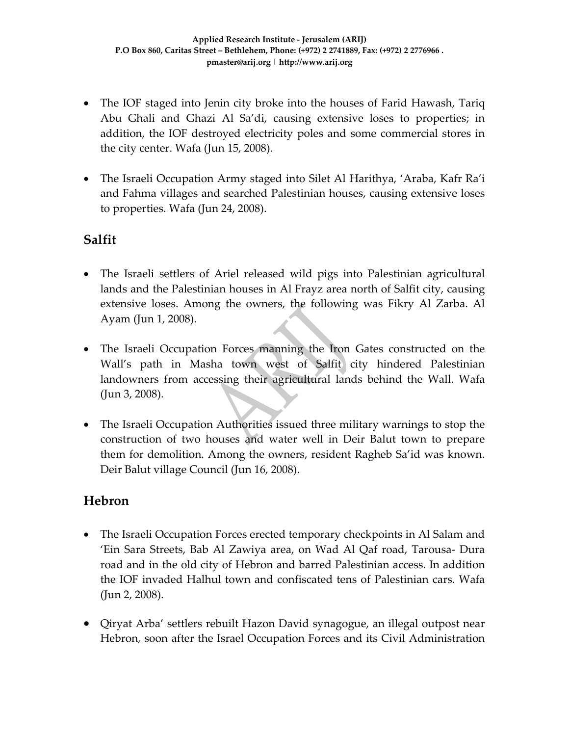- The IOF staged into Jenin city broke into the houses of Farid Hawash, Tariq Abu Ghali and Ghazi Al Sa'di, causing extensive loses to properties; in addition, the IOF destroyed electricity poles and some commercial stores in the city center. Wafa (Jun 15, 2008).

- The Israeli Occupation Army staged into Silet Al Harithya, 'Araba, Kafr Ra'i and Fahma villages and searched Palestinian houses, causing extensive loses to properties. Wafa (Jun 24, 2008).

## Salfit

- The Israeli settlers of Ariel released wild pigs into Palestinian agricultural lands and the Palestinian houses in Al Frayz area north of Salfit city, causing extensive loses. Among the owners, the following was Fikry Al Zarba. Al Ayam (Jun 1, 2008).

- The Israeli Occupation Forces manning the Iron Gates constructed on the Wall's path in Masha town west of Salfit city hindered Palestinian landowners from accessing their agricultural lands behind the Wall. Wafa (Jun 3, 2008).

- The Israeli Occupation Authorities issued three military warnings to stop the construction of two houses and water well in Deir Balut town to prepare them for demolition. Among the owners, resident Ragheb Sa'id was known. Deir Balut village Council (Jun 16, 2008).

## Hebron

- The Israeli Occupation Forces erected temporary checkpoints in Al Salam and 'Ein Sara Streets, Bab Al Zawiya area, on Wad Al Qaf road, Tarousa- Dura road and in the old city of Hebron and barred Palestinian access. In addition the IOF invaded Halhul town and confiscated tens of Palestinian cars. Wafa (Jun 2, 2008).

- Qiryat Arba' settlers rebuilt Hazon David synagogue, an illegal outpost near Hebron, soon after the Israel Occupation Forces and its Civil Administration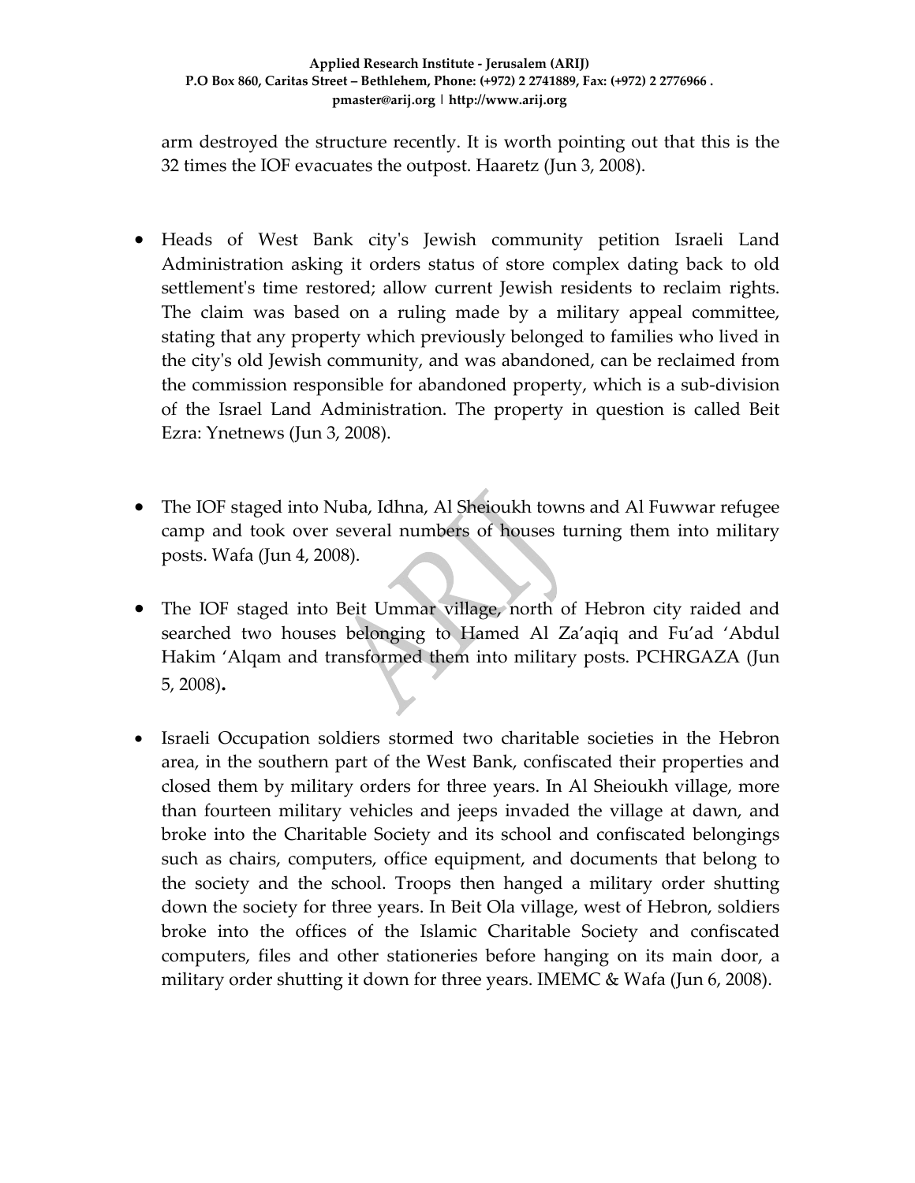arm destroyed the structure recently. It is worth pointing out that this is the 32 times the IOF evacuates the outpost. Haaretz (Jun 3, 2008).

- Heads of West Bank city's Jewish community petition Israeli Land Administration asking it orders status of store complex dating back to old settlement's time restored; allow current Jewish residents to reclaim rights. The claim was based on a ruling made by a military appeal committee, stating that any property which previously belonged to families who lived in the city's old Jewish community, and was abandoned, can be reclaimed from the commission responsible for abandoned property, which is a sub-division of the Israel Land Administration. The property in question is called Beit Ezra: Ynetnews (Jun 3, 2008).

- The IOF staged into Nuba, Idhna, Al Sheioukh towns and Al Fuwwar refugee camp and took over several numbers of houses turning them into military posts. Wafa (Jun 4, 2008).

- The IOF staged into Beit Ummar village, north of Hebron city raided and searched two houses belonging to Hamed Al Za'aqiq and Fu'ad 'Abdul Hakim 'Alqam and transformed them into military posts. PCHRGAZA (Jun 5, 2008).

- Israeli Occupation soldiers stormed two charitable societies in the Hebron area, in the southern part of the West Bank, confiscated their properties and closed them by military orders for three years. In Al Sheioukh village, more than fourteen military vehicles and jeeps invaded the village at dawn, and broke into the Charitable Society and its school and confiscated belongings such as chairs, computers, office equipment, and documents that belong to the society and the school. Troops then hanged a military order shutting down the society for three years. In Beit Ola village, west of Hebron, soldiers broke into the offices of the Islamic Charitable Society and confiscated computers, files and other stationeries before hanging on its main door, a military order shutting it down for three years. IMEMC & Wafa (Jun 6, 2008).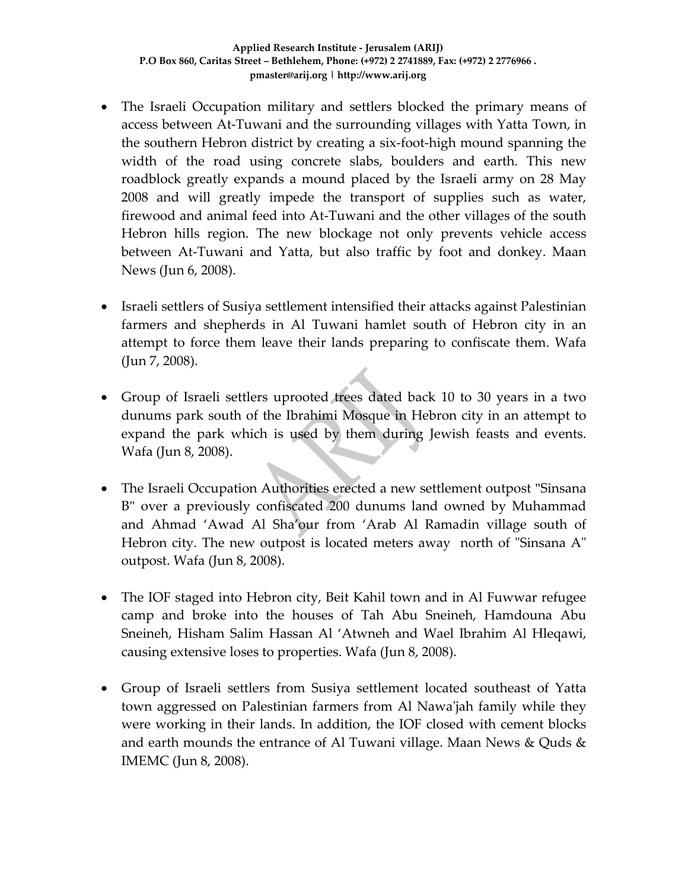- The Israeli Occupation military and settlers blocked the primary means of access between At-Tuwani and the surrounding villages with Yatta Town, in the southern Hebron district by creating a six-foot-high mound spanning the width of the road using concrete slabs, boulders and earth. This new roadblock greatly expands a mound placed by the Israeli army on 28 May 2008 and will greatly impede the transport of supplies such as water, firewood and animal feed into At-Tuwani and the other villages of the south Hebron hills region. The new blockage not only prevents vehicle access between At-Tuwani and Yatta, but also traffic by foot and donkey. Maan News (Jun 6, 2008).

- Israeli settlers of Susiya settlement intensified their attacks against Palestinian farmers and shepherds in Al Tuwani hamlet south of Hebron city in an attempt to force them leave their lands preparing to confiscate them. Wafa (Jun 7, 2008).

- Group of Israeli settlers uprooted trees dated back 10 to 30 years in a two dunums park south of the Ibrahimi Mosque in Hebron city in an attempt to expand the park which is used by them during Jewish feasts and events. Wafa (Jun 8, 2008).

- The Israeli Occupation Authorities erected a new settlement outpost "Sinsana B" over a previously confiscated 200 dunums land owned by Muhammad and Ahmad 'Awad Al Sha'our from 'Arab Al Ramadin village south of Hebron city. The new outpost is located meters away north of "Sinsana A" outpost. Wafa (Jun 8, 2008).

- The IOF staged into Hebron city, Beit Kahil town and in Al Fuwwar refugee camp and broke into the houses of Tah Abu Sneineh, Hamdouna Abu Sneineh, Hisham Salim Hassan Al 'Atwneh and Wael Ibrahim Al Hleqawi, causing extensive loses to properties. Wafa (Jun 8, 2008).

- Group of Israeli settlers from Susiya settlement located southeast of Yatta town aggressed on Palestinian farmers from Al Nawa'jah family while they were working in their lands. In addition, the IOF closed with cement blocks and earth mounds the entrance of Al Tuwani village. Maan News & Quds & IMEMC (Jun 8, 2008).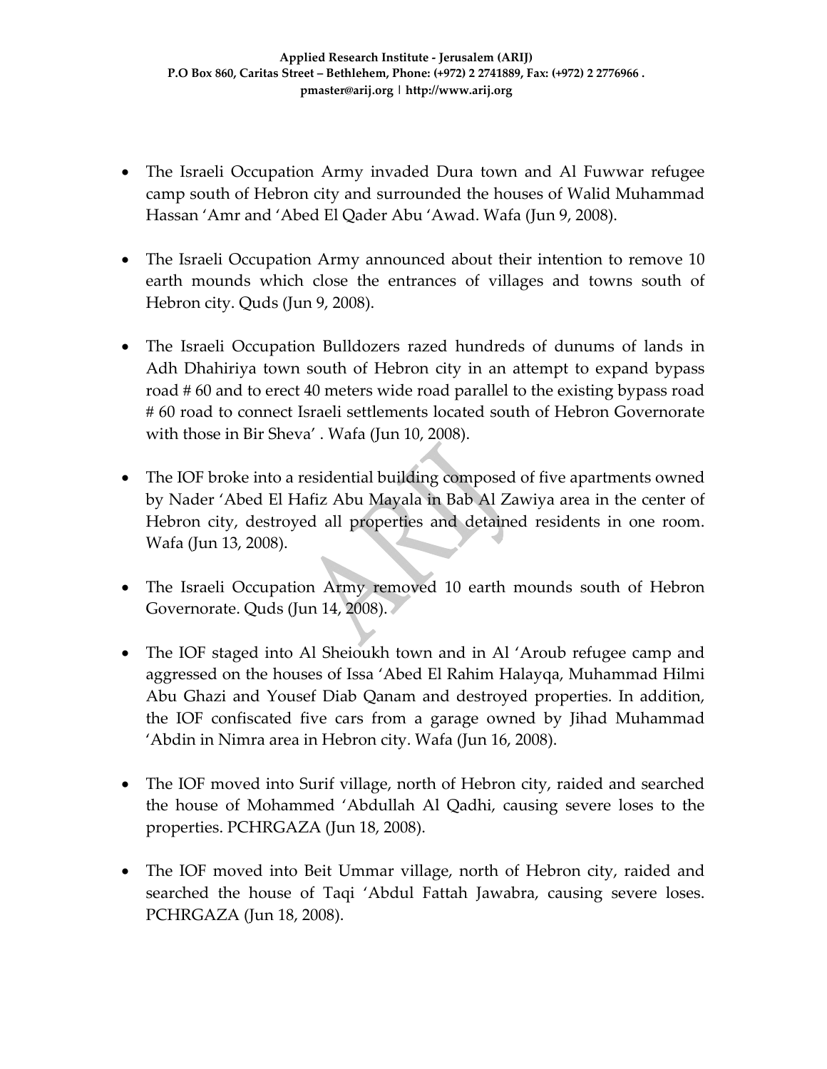- The Israeli Occupation Army invaded Dura town and Al Fuwwar refugee camp south of Hebron city and surrounded the houses of Walid Muhammad Hassan 'Amr and 'Abed El Qader Abu 'Awad. Wafa (Jun 9, 2008).

- The Israeli Occupation Army announced about their intention to remove 10 earth mounds which close the entrances of villages and towns south of Hebron city. Quds (Jun 9, 2008).

- The Israeli Occupation Bulldozers razed hundreds of dunums of lands in Adh Dhahiriya town south of Hebron city in an attempt to expand bypass road # 60 and to erect 40 meters wide road parallel to the existing bypass road # 60 road to connect Israeli settlements located south of Hebron Governorate with those in Bir Sheva' . Wafa (Jun 10, 2008).

- The IOF broke into a residential building composed of five apartments owned by Nader 'Abed El Hafiz Abu Mayala in Bab Al Zawiya area in the center of Hebron city, destroyed all properties and detained residents in one room. Wafa (Jun 13, 2008).

- The Israeli Occupation Army removed 10 earth mounds south of Hebron Governorate. Quds (Jun 14, 2008).

- The IOF staged into Al Sheioukh town and in Al 'Aroub refugee camp and aggressed on the houses of Issa 'Abed El Rahim Halayqa, Muhammad Hilmi Abu Ghazi and Yousef Diab Qanam and destroyed properties. In addition, the IOF confiscated five cars from a garage owned by Jihad Muhammad 'Abdin in Nimra area in Hebron city. Wafa (Jun 16, 2008).

- The IOF moved into Surif village, north of Hebron city, raided and searched the house of Mohammed 'Abdullah Al Qadhi, causing severe loses to the properties. PCHRGAZA (Jun 18, 2008).

- The IOF moved into Beit Ummar village, north of Hebron city, raided and searched the house of Taqi 'Abdul Fattah Jawabra, causing severe loses. PCHRGAZA (Jun 18, 2008).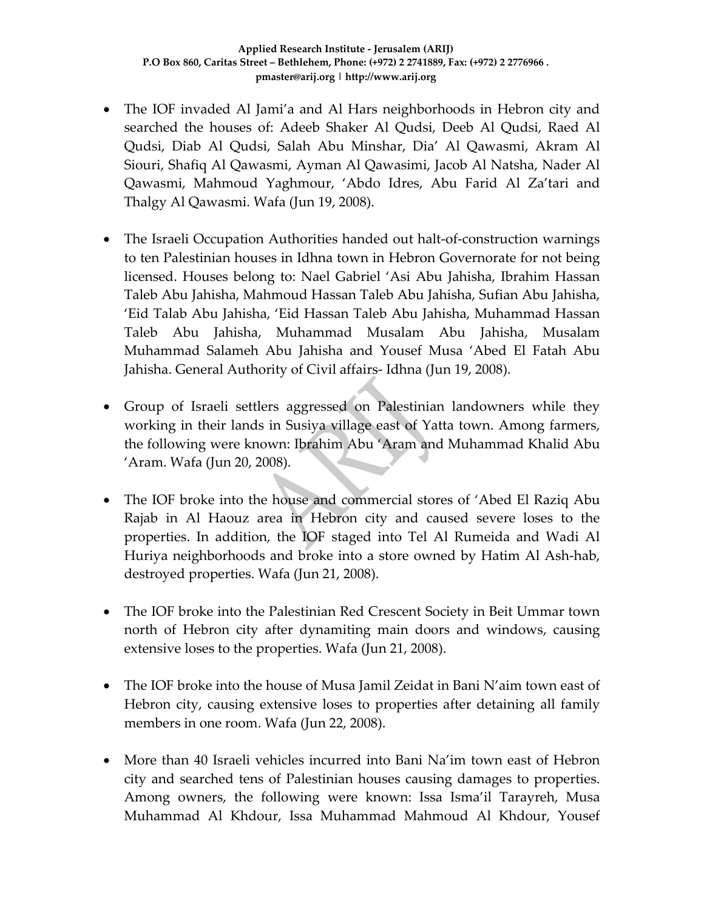- The IOF invaded Al Jami'a and Al Hars neighborhoods in Hebron city and searched the houses of: Adeeb Shaker Al Qudsi, Deeb Al Qudsi, Raed Al Qudsi, Diab Al Qudsi, Salah Abu Minshar, Dia' Al Qawasmi, Akram Al Siouri, Shafiq Al Qawasmi, Ayman Al Qawasimi, Jacob Al Natsha, Nader Al Qawasmi, Mahmoud Yaghmour, 'Abdo Idres, Abu Farid Al Za'tari and Thalgy Al Qawasmi. Wafa (Jun 19, 2008).

- The Israeli Occupation Authorities handed out halt-of-construction warnings to ten Palestinian houses in Idhna town in Hebron Governorate for not being licensed. Houses belong to: Nael Gabriel 'Asi Abu Jahisha, Ibrahim Hassan Taleb Abu Jahisha, Mahmoud Hassan Taleb Abu Jahisha, Sufian Abu Jahisha, 'Eid Talab Abu Jahisha, 'Eid Hassan Taleb Abu Jahisha, Muhammad Hassan Taleb Abu Jahisha, Muhammad Musalam Abu Jahisha, Musalam Muhammad Salameh Abu Jahisha and Yousef Musa 'Abed El Fatah Abu Jahisha. General Authority of Civil affairs- Idhna (Jun 19, 2008).

- Group of Israeli settlers aggressed on Palestinian landowners while they working in their lands in Susiya village east of Yatta town. Among farmers, the following were known: Ibrahim Abu 'Aram and Muhammad Khalid Abu 'Aram. Wafa (Jun 20, 2008).

- The IOF broke into the house and commercial stores of 'Abed El Raziq Abu Rajab in Al Haouz area in Hebron city and caused severe loses to the properties. In addition, the IOF staged into Tel Al Rumeida and Wadi Al Huriya neighborhoods and broke into a store owned by Hatim Al Ash-hab, destroyed properties. Wafa (Jun 21, 2008).

- The IOF broke into the Palestinian Red Crescent Society in Beit Ummar town north of Hebron city after dynamiting main doors and windows, causing extensive loses to the properties. Wafa (Jun 21, 2008).

- The IOF broke into the house of Musa Jamil Zeidat in Bani N'aim town east of Hebron city, causing extensive loses to properties after detaining all family members in one room. Wafa (Jun 22, 2008).

- More than 40 Israeli vehicles incurred into Bani Na'im town east of Hebron city and searched tens of Palestinian houses causing damages to properties. Among owners, the following were known: Issa Isma'il Tarayreh, Musa Muhammad Al Khdour, Issa Muhammad Mahmoud Al Khdour, Yousef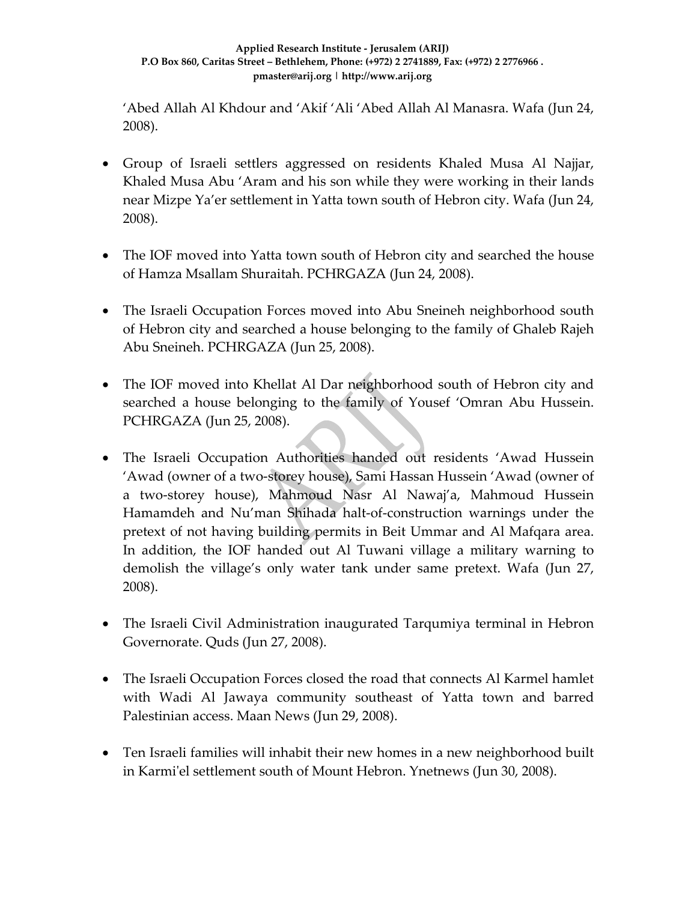‘Abed Allah Al Khdour and ‘Akif ‘Ali ‘Abed Allah Al Manasra. Wafa (Jun 24, 2008).

- Group of Israeli settlers aggressed on residents Khaled Musa Al Najjar, Khaled Musa Abu ‘Aram and his son while they were working in their lands near Mizpe Ya’er settlement in Yatta town south of Hebron city. Wafa (Jun 24, 2008).

- The IOF moved into Yatta town south of Hebron city and searched the house of Hamza Msallam Shuraitah. PCHRGAZA (Jun 24, 2008).

- The Israeli Occupation Forces moved into Abu Sneineh neighborhood south of Hebron city and searched a house belonging to the family of Ghaleb Rajeh Abu Sneineh. PCHRGAZA (Jun 25, 2008).

- The IOF moved into Khellat Al Dar neighborhood south of Hebron city and searched a house belonging to the family of Yousef ‘Omran Abu Hussein. PCHRGAZA (Jun 25, 2008).

- The Israeli Occupation Authorities handed out residents ‘Awad Hussein ‘Awad (owner of a two-storey house), Sami Hassan Hussein ‘Awad (owner of a two-storey house), Mahmoud Nasr Al Nawaj’a, Mahmoud Hussein Hamamdeh and Nu’man Shihada halt-of-construction warnings under the pretext of not having building permits in Beit Ummar and Al Mafqara area. In addition, the IOF handed out Al Tuwani village a military warning to demolish the village’s only water tank under same pretext. Wafa (Jun 27, 2008).

- The Israeli Civil Administration inaugurated Tarqumiya terminal in Hebron Governorate. Quds (Jun 27, 2008).

- The Israeli Occupation Forces closed the road that connects Al Karmel hamlet with Wadi Al Jawaya community southeast of Yatta town and barred Palestinian access. Maan News (Jun 29, 2008).

- Ten Israeli families will inhabit their new homes in a new neighborhood built in Karmi'el settlement south of Mount Hebron. Ynetnews (Jun 30, 2008).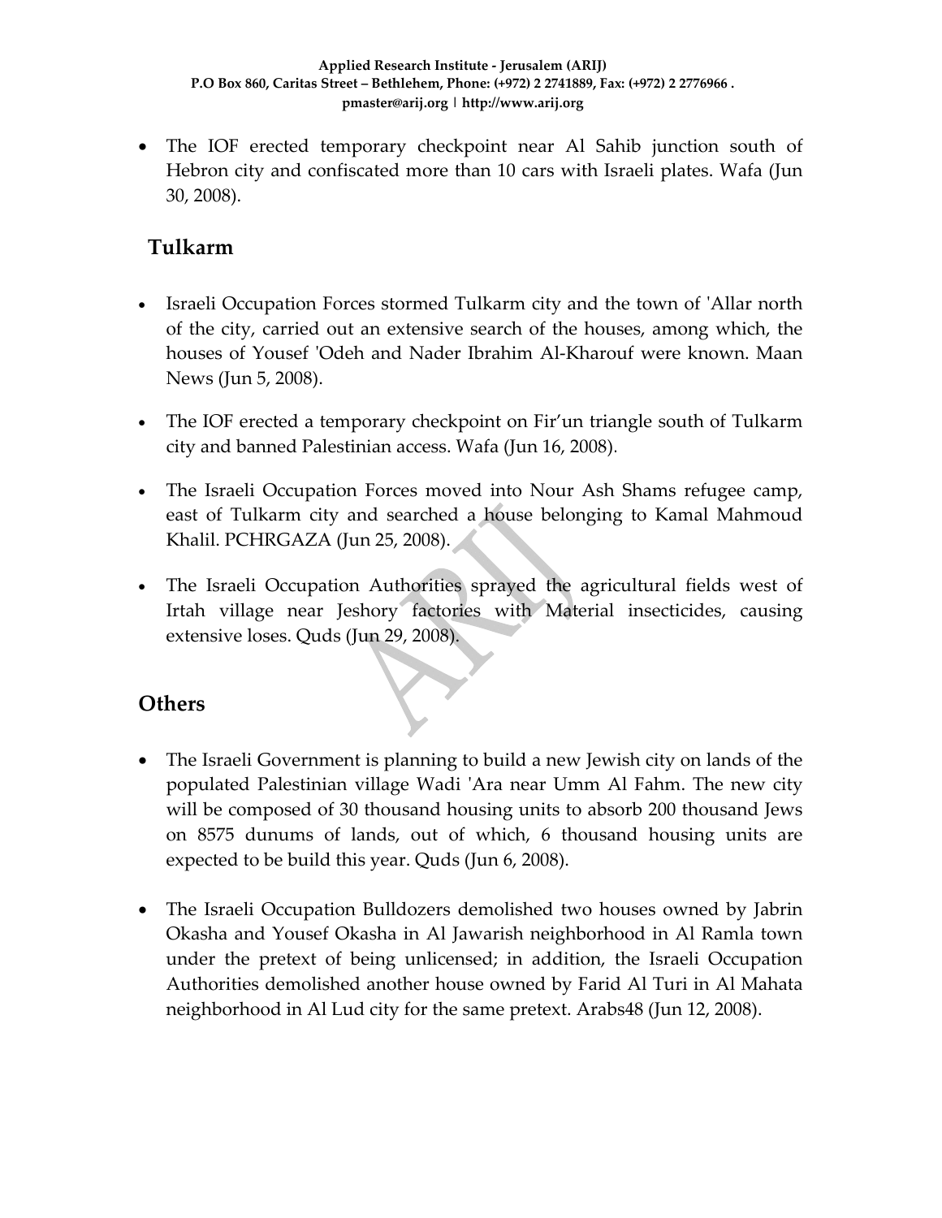- The IOF erected temporary checkpoint near Al Sahib junction south of Hebron city and confiscated more than 10 cars with Israeli plates. Wafa (Jun 30, 2008).

## Tulkarm

- Israeli Occupation Forces stormed Tulkarm city and the town of 'Allar north of the city, carried out an extensive search of the houses, among which, the houses of Yousef 'Odeh and Nader Ibrahim Al-Kharouf were known. Maan News (Jun 5, 2008).

- The IOF erected a temporary checkpoint on Fir'un triangle south of Tulkarm city and banned Palestinian access. Wafa (Jun 16, 2008).

- The Israeli Occupation Forces moved into Nour Ash Shams refugee camp, east of Tulkarm city and searched a house belonging to Kamal Mahmoud Khalil. PCHRGAZA (Jun 25, 2008).

- The Israeli Occupation Authorities sprayed the agricultural fields west of Irtah village near Jeshory factories with Material insecticides, causing extensive loses. Quds (Jun 29, 2008).

## Others

- The Israeli Government is planning to build a new Jewish city on lands of the populated Palestinian village Wadi 'Ara near Umm Al Fahm. The new city will be composed of 30 thousand housing units to absorb 200 thousand Jews on 8575 dunums of lands, out of which, 6 thousand housing units are expected to be build this year. Quds (Jun 6, 2008).

- The Israeli Occupation Bulldozers demolished two houses owned by Jabrin Okasha and Yousef Okasha in Al Jawarish neighborhood in Al Ramla town under the pretext of being unlicensed; in addition, the Israeli Occupation Authorities demolished another house owned by Farid Al Turi in Al Mahata neighborhood in Al Lud city for the same pretext. Arabs48 (Jun 12, 2008).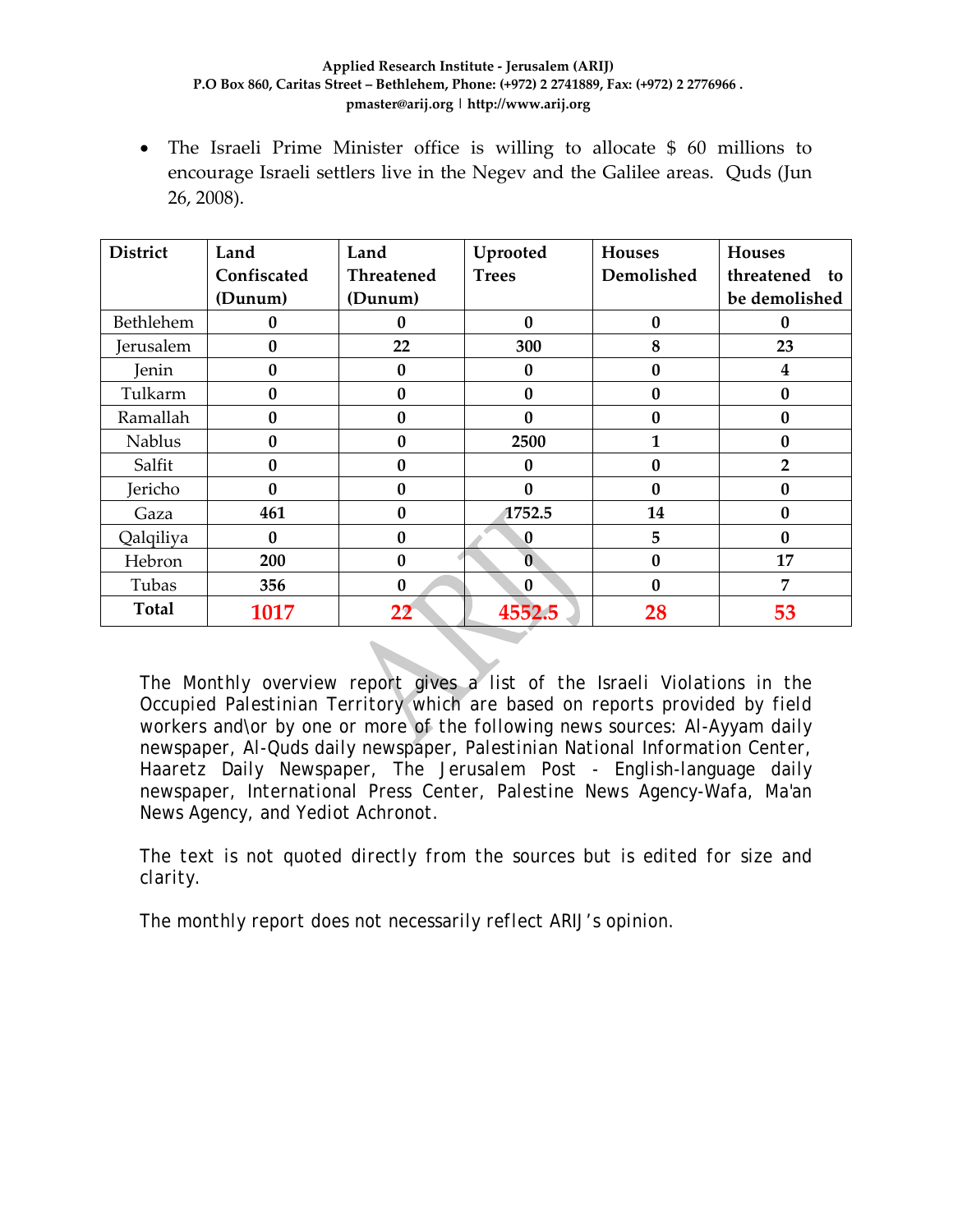- The Israeli Prime Minister office is willing to allocate $ 60 millions to encourage Israeli settlers live in the Negev and the Galilee areas. Quds (Jun 26, 2008).

| District | Land Confiscated (Dunum) | Land Threatened (Dunum) | Uprooted Trees | Houses Demolished | Houses threatened to be demolished |
|---|---|---|---|---|---|
| Bethlehem | 0 | 0 | 0 | 0 | 0 |
| Jerusalem | 0 | 22 | 300 | 8 | 23 |
| Jenin | 0 | 0 | 0 | 0 | 4 |
| Tulkarm | 0 | 0 | 0 | 0 | 0 |
| Ramallah | 0 | 0 | 0 | 0 | 0 |
| Nablus | 0 | 0 | 2500 | 1 | 0 |
| Salfit | 0 | 0 | 0 | 0 | 2 |
| Jericho | 0 | 0 | 0 | 0 | 0 |
| Gaza | 461 | 0 | 1752.5 | 14 | 0 |
| Qalqiliya | 0 | 0 | 0 | 5 | 0 |
| Hebron | 200 | 0 | 0 | 0 | 17 |
| Tubas | 356 | 0 | 0 | 0 | 7 |
| **Total** | **1017** | **22** | **4552.5** | **28** | **53** |

The Monthly overview report gives a list of the Israeli Violations in the Occupied Palestinian Territory which are based on reports provided by field workers and\or by one or more of the following news sources: Al-Ayyam daily newspaper, Al-Quds daily newspaper, Palestinian National Information Center, Haaretz Daily Newspaper, The Jerusalem Post - English-language daily newspaper, International Press Center, Palestine News Agency-Wafa, Ma'an News Agency, and Yediot Achronot.

The text is not quoted directly from the sources but is edited for size and clarity.

The monthly report does not necessarily reflect ARIJ's opinion.